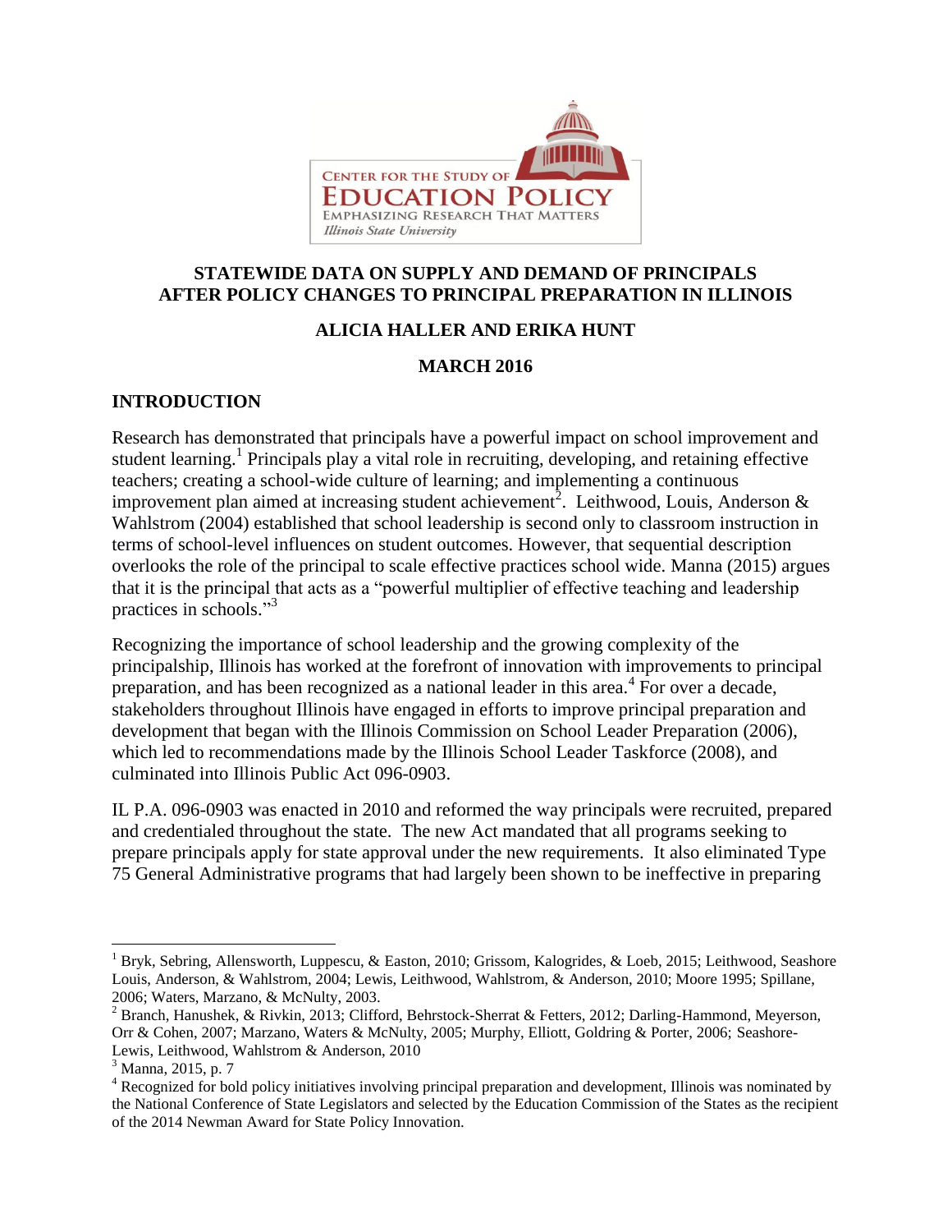CENTER FOR THE STUDY OF EDUCATION POLICY
EMPHASIZING RESEARCH THAT MATTERS
*Illinois State University*

# STATEWIDE DATA ON SUPPLY AND DEMAND OF PRINCIPALS AFTER POLICY CHANGES TO PRINCIPAL PREPARATION IN ILLINOIS

**ALICIA HALLER AND ERIKA HUNT**

**MARCH 2016**

## INTRODUCTION

Research has demonstrated that principals have a powerful impact on school improvement and student learning.[1] Principals play a vital role in recruiting, developing, and retaining effective teachers; creating a school-wide culture of learning; and implementing a continuous improvement plan aimed at increasing student achievement[2]. Leithwood, Louis, Anderson & Wahlstrom (2004) established that school leadership is second only to classroom instruction in terms of school-level influences on student outcomes. However, that sequential description overlooks the role of the principal to scale effective practices school wide. Manna (2015) argues that it is the principal that acts as a "powerful multiplier of effective teaching and leadership practices in schools."[3]

Recognizing the importance of school leadership and the growing complexity of the principalship, Illinois has worked at the forefront of innovation with improvements to principal preparation, and has been recognized as a national leader in this area.[4] For over a decade, stakeholders throughout Illinois have engaged in efforts to improve principal preparation and development that began with the Illinois Commission on School Leader Preparation (2006), which led to recommendations made by the Illinois School Leader Taskforce (2008), and culminated into Illinois Public Act 096-0903.

IL P.A. 096-0903 was enacted in 2010 and reformed the way principals were recruited, prepared and credentialed throughout the state. The new Act mandated that all programs seeking to prepare principals apply for state approval under the new requirements. It also eliminated Type 75 General Administrative programs that had largely been shown to be ineffective in preparing

---

[1] Bryk, Sebring, Allensworth, Luppescu, & Easton, 2010; Grissom, Kalogrides, & Loeb, 2015; Leithwood, Seashore Louis, Anderson, & Wahlstrom, 2004; Lewis, Leithwood, Wahlstrom, & Anderson, 2010; Moore 1995; Spillane, 2006; Waters, Marzano, & McNulty, 2003.

[2] Branch, Hanushek, & Rivkin, 2013; Clifford, Behrstock-Sherrat & Fetters, 2012; Darling-Hammond, Meyerson, Orr & Cohen, 2007; Marzano, Waters & McNulty, 2005; Murphy, Elliott, Goldring & Porter, 2006; Seashore-Lewis, Leithwood, Wahlstrom & Anderson, 2010

[3] Manna, 2015, p. 7

[4] Recognized for bold policy initiatives involving principal preparation and development, Illinois was nominated by the National Conference of State Legislators and selected by the Education Commission of the States as the recipient of the 2014 Newman Award for State Policy Innovation.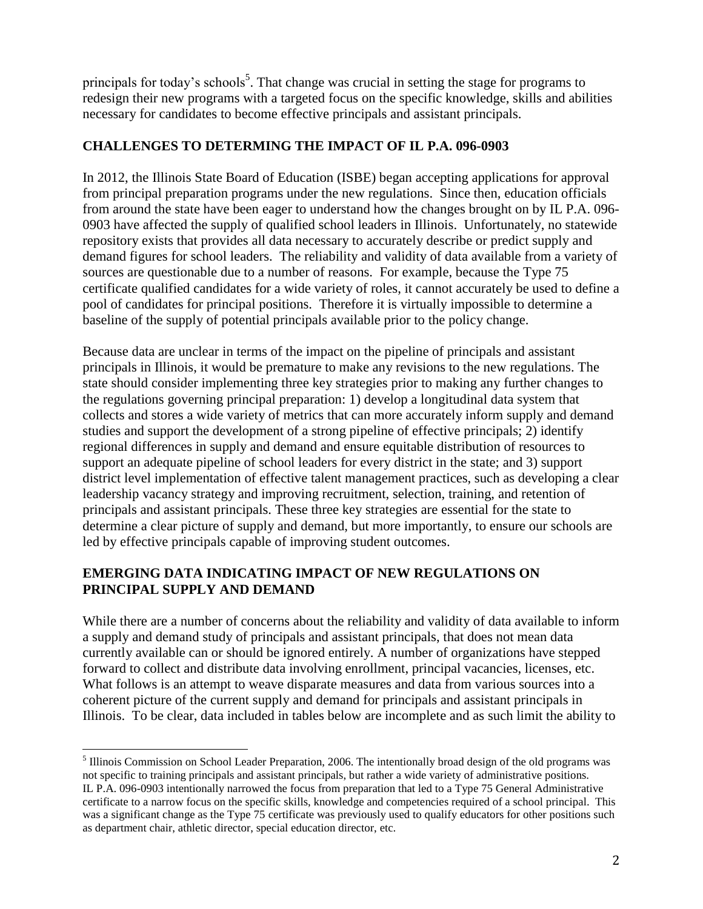principals for today's schools[5]. That change was crucial in setting the stage for programs to redesign their new programs with a targeted focus on the specific knowledge, skills and abilities necessary for candidates to become effective principals and assistant principals.

## CHALLENGES TO DETERMING THE IMPACT OF IL P.A. 096-0903

In 2012, the Illinois State Board of Education (ISBE) began accepting applications for approval from principal preparation programs under the new regulations. Since then, education officials from around the state have been eager to understand how the changes brought on by IL P.A. 096-0903 have affected the supply of qualified school leaders in Illinois. Unfortunately, no statewide repository exists that provides all data necessary to accurately describe or predict supply and demand figures for school leaders. The reliability and validity of data available from a variety of sources are questionable due to a number of reasons. For example, because the Type 75 certificate qualified candidates for a wide variety of roles, it cannot accurately be used to define a pool of candidates for principal positions. Therefore it is virtually impossible to determine a baseline of the supply of potential principals available prior to the policy change.

Because data are unclear in terms of the impact on the pipeline of principals and assistant principals in Illinois, it would be premature to make any revisions to the new regulations. The state should consider implementing three key strategies prior to making any further changes to the regulations governing principal preparation: 1) develop a longitudinal data system that collects and stores a wide variety of metrics that can more accurately inform supply and demand studies and support the development of a strong pipeline of effective principals; 2) identify regional differences in supply and demand and ensure equitable distribution of resources to support an adequate pipeline of school leaders for every district in the state; and 3) support district level implementation of effective talent management practices, such as developing a clear leadership vacancy strategy and improving recruitment, selection, training, and retention of principals and assistant principals. These three key strategies are essential for the state to determine a clear picture of supply and demand, but more importantly, to ensure our schools are led by effective principals capable of improving student outcomes.

## EMERGING DATA INDICATING IMPACT OF NEW REGULATIONS ON PRINCIPAL SUPPLY AND DEMAND

While there are a number of concerns about the reliability and validity of data available to inform a supply and demand study of principals and assistant principals, that does not mean data currently available can or should be ignored entirely. A number of organizations have stepped forward to collect and distribute data involving enrollment, principal vacancies, licenses, etc. What follows is an attempt to weave disparate measures and data from various sources into a coherent picture of the current supply and demand for principals and assistant principals in Illinois. To be clear, data included in tables below are incomplete and as such limit the ability to

[5] Illinois Commission on School Leader Preparation, 2006. The intentionally broad design of the old programs was not specific to training principals and assistant principals, but rather a wide variety of administrative positions. IL P.A. 096-0903 intentionally narrowed the focus from preparation that led to a Type 75 General Administrative certificate to a narrow focus on the specific skills, knowledge and competencies required of a school principal. This was a significant change as the Type 75 certificate was previously used to qualify educators for other positions such as department chair, athletic director, special education director, etc.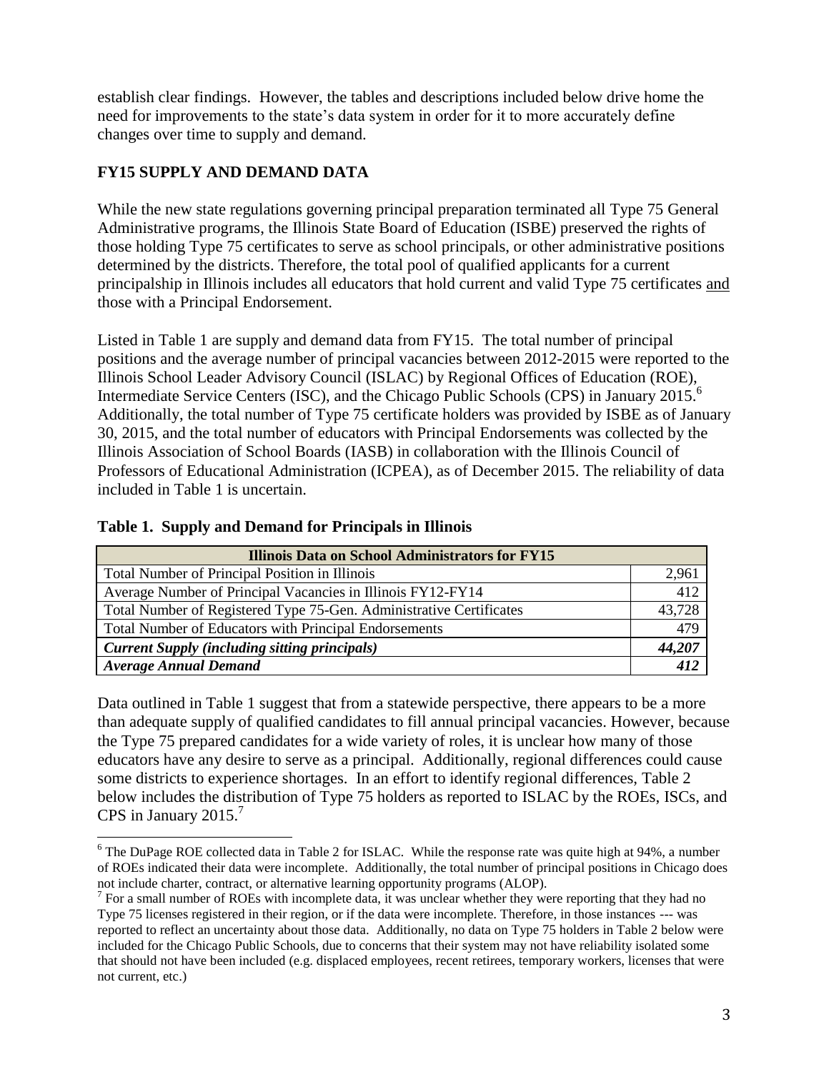establish clear findings. However, the tables and descriptions included below drive home the need for improvements to the state's data system in order for it to more accurately define changes over time to supply and demand.

## FY15 SUPPLY AND DEMAND DATA

While the new state regulations governing principal preparation terminated all Type 75 General Administrative programs, the Illinois State Board of Education (ISBE) preserved the rights of those holding Type 75 certificates to serve as school principals, or other administrative positions determined by the districts. Therefore, the total pool of qualified applicants for a current principalship in Illinois includes all educators that hold current and valid Type 75 certificates and those with a Principal Endorsement.

Listed in Table 1 are supply and demand data from FY15. The total number of principal positions and the average number of principal vacancies between 2012-2015 were reported to the Illinois School Leader Advisory Council (ISLAC) by Regional Offices of Education (ROE), Intermediate Service Centers (ISC), and the Chicago Public Schools (CPS) in January 2015.[6] Additionally, the total number of Type 75 certificate holders was provided by ISBE as of January 30, 2015, and the total number of educators with Principal Endorsements was collected by the Illinois Association of School Boards (IASB) in collaboration with the Illinois Council of Professors of Educational Administration (ICPEA), as of December 2015. The reliability of data included in Table 1 is uncertain.

**Table 1. Supply and Demand for Principals in Illinois**

| Illinois Data on School Administrators for FY15 | |
|---|---|
| Total Number of Principal Position in Illinois | 2,961 |
| Average Number of Principal Vacancies in Illinois FY12-FY14 | 412 |
| Total Number of Registered Type 75-Gen. Administrative Certificates | 43,728 |
| Total Number of Educators with Principal Endorsements | 479 |
| ***Current Supply (including sitting principals)*** | ***44,207*** |
| ***Average Annual Demand*** | ***412*** |

Data outlined in Table 1 suggest that from a statewide perspective, there appears to be a more than adequate supply of qualified candidates to fill annual principal vacancies. However, because the Type 75 prepared candidates for a wide variety of roles, it is unclear how many of those educators have any desire to serve as a principal. Additionally, regional differences could cause some districts to experience shortages. In an effort to identify regional differences, Table 2 below includes the distribution of Type 75 holders as reported to ISLAC by the ROEs, ISCs, and CPS in January 2015.[7]

[6] The DuPage ROE collected data in Table 2 for ISLAC. While the response rate was quite high at 94%, a number of ROEs indicated their data were incomplete. Additionally, the total number of principal positions in Chicago does not include charter, contract, or alternative learning opportunity programs (ALOP).

[7] For a small number of ROEs with incomplete data, it was unclear whether they were reporting that they had no Type 75 licenses registered in their region, or if the data were incomplete. Therefore, in those instances --- was reported to reflect an uncertainty about those data. Additionally, no data on Type 75 holders in Table 2 below were included for the Chicago Public Schools, due to concerns that their system may not have reliability isolated some that should not have been included (e.g. displaced employees, recent retirees, temporary workers, licenses that were not current, etc.)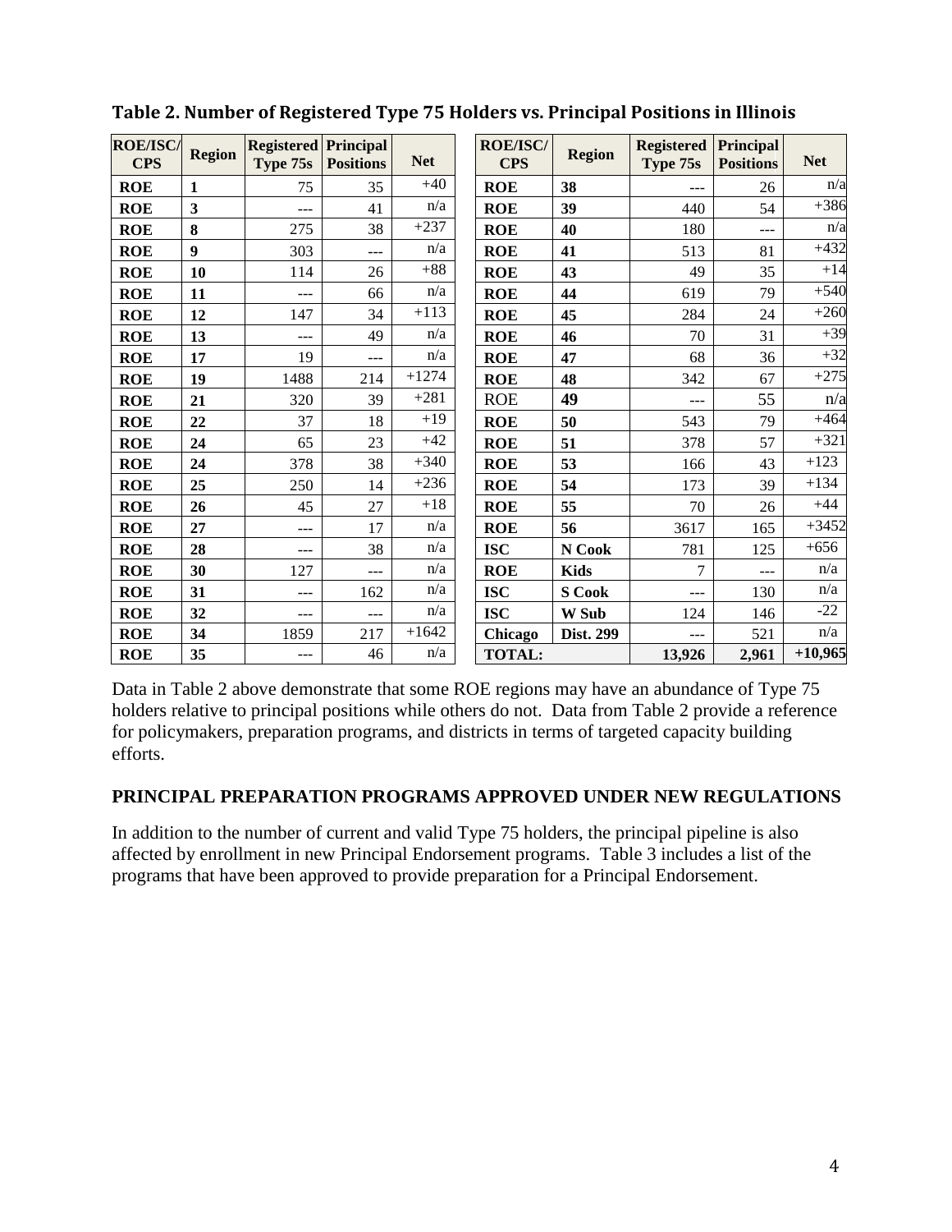**Table 2. Number of Registered Type 75 Holders vs. Principal Positions in Illinois**

| ROE/ISC/ CPS | Region | Registered Type 75s | Principal Positions | Net | ROE/ISC/ CPS | Region | Registered Type 75s | Principal Positions | Net |
|---|---|---|---|---|---|---|---|---|---|
| ROE | 1 | 75 | 35 | +40 | ROE | 38 | --- | 26 | n/a |
| ROE | 3 | --- | 41 | n/a | ROE | 39 | 440 | 54 | +386 |
| ROE | 8 | 275 | 38 | +237 | ROE | 40 | 180 | --- | n/a |
| ROE | 9 | 303 | --- | n/a | ROE | 41 | 513 | 81 | +432 |
| ROE | 10 | 114 | 26 | +88 | ROE | 43 | 49 | 35 | +14 |
| ROE | 11 | --- | 66 | n/a | ROE | 44 | 619 | 79 | +540 |
| ROE | 12 | 147 | 34 | +113 | ROE | 45 | 284 | 24 | +260 |
| ROE | 13 | --- | 49 | n/a | ROE | 46 | 70 | 31 | +39 |
| ROE | 17 | 19 | --- | n/a | ROE | 47 | 68 | 36 | +32 |
| ROE | 19 | 1488 | 214 | +1274 | ROE | 48 | 342 | 67 | +275 |
| ROE | 21 | 320 | 39 | +281 | ROE | 49 | --- | 55 | n/a |
| ROE | 22 | 37 | 18 | +19 | ROE | 50 | 543 | 79 | +464 |
| ROE | 24 | 65 | 23 | +42 | ROE | 51 | 378 | 57 | +321 |
| ROE | 24 | 378 | 38 | +340 | ROE | 53 | 166 | 43 | +123 |
| ROE | 25 | 250 | 14 | +236 | ROE | 54 | 173 | 39 | +134 |
| ROE | 26 | 45 | 27 | +18 | ROE | 55 | 70 | 26 | +44 |
| ROE | 27 | --- | 17 | n/a | ROE | 56 | 3617 | 165 | +3452 |
| ROE | 28 | --- | 38 | n/a | ISC | N Cook | 781 | 125 | +656 |
| ROE | 30 | 127 | --- | n/a | ROE | Kids | 7 | --- | n/a |
| ROE | 31 | --- | 162 | n/a | ISC | S Cook | --- | 130 | n/a |
| ROE | 32 | --- | --- | n/a | ISC | W Sub | 124 | 146 | -22 |
| ROE | 34 | 1859 | 217 | +1642 | Chicago | Dist. 299 | --- | 521 | n/a |
| ROE | 35 | --- | 46 | n/a | **TOTAL:** | | **13,926** | **2,961** | **+10,965** |

Data in Table 2 above demonstrate that some ROE regions may have an abundance of Type 75 holders relative to principal positions while others do not. Data from Table 2 provide a reference for policymakers, preparation programs, and districts in terms of targeted capacity building efforts.

## PRINCIPAL PREPARATION PROGRAMS APPROVED UNDER NEW REGULATIONS

In addition to the number of current and valid Type 75 holders, the principal pipeline is also affected by enrollment in new Principal Endorsement programs. Table 3 includes a list of the programs that have been approved to provide preparation for a Principal Endorsement.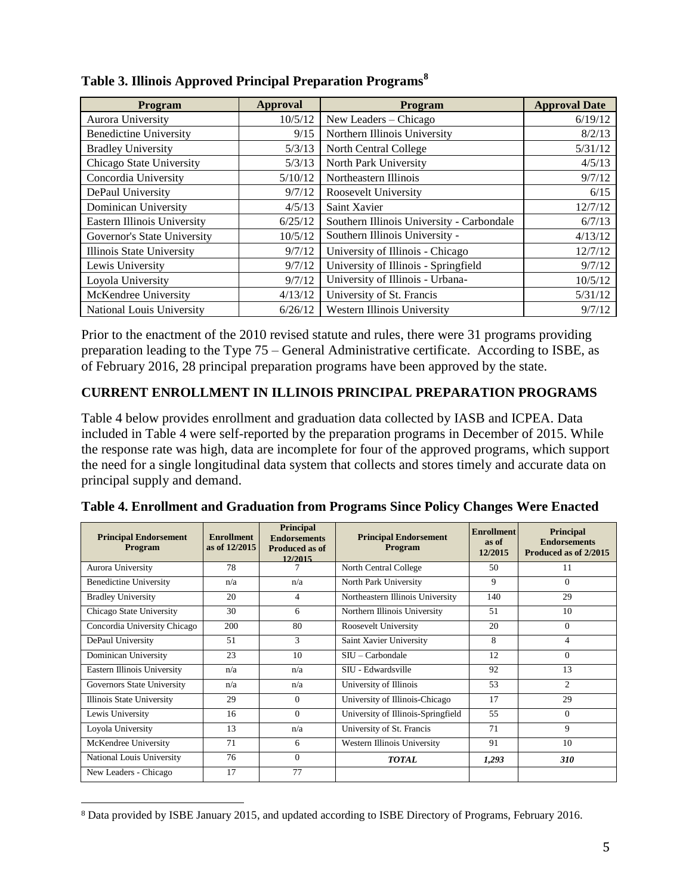**Table 3. Illinois Approved Principal Preparation Programs**[8]

| Program | Approval | Program | Approval Date |
|---|---|---|---|
| Aurora University | 10/5/12 | New Leaders – Chicago | 6/19/12 |
| Benedictine University | 9/15 | Northern Illinois University | 8/2/13 |
| Bradley University | 5/3/13 | North Central College | 5/31/12 |
| Chicago State University | 5/3/13 | North Park University | 4/5/13 |
| Concordia University | 5/10/12 | Northeastern Illinois | 9/7/12 |
| DePaul University | 9/7/12 | Roosevelt University | 6/15 |
| Dominican University | 4/5/13 | Saint Xavier | 12/7/12 |
| Eastern Illinois University | 6/25/12 | Southern Illinois University - Carbondale | 6/7/13 |
| Governor's State University | 10/5/12 | Southern Illinois University - | 4/13/12 |
| Illinois State University | 9/7/12 | University of Illinois - Chicago | 12/7/12 |
| Lewis University | 9/7/12 | University of Illinois - Springfield | 9/7/12 |
| Loyola University | 9/7/12 | University of Illinois - Urbana- | 10/5/12 |
| McKendree University | 4/13/12 | University of St. Francis | 5/31/12 |
| National Louis University | 6/26/12 | Western Illinois University | 9/7/12 |

Prior to the enactment of the 2010 revised statute and rules, there were 31 programs providing preparation leading to the Type 75 – General Administrative certificate. According to ISBE, as of February 2016, 28 principal preparation programs have been approved by the state.

## CURRENT ENROLLMENT IN ILLINOIS PRINCIPAL PREPARATION PROGRAMS

Table 4 below provides enrollment and graduation data collected by IASB and ICPEA. Data included in Table 4 were self-reported by the preparation programs in December of 2015. While the response rate was high, data are incomplete for four of the approved programs, which support the need for a single longitudinal data system that collects and stores timely and accurate data on principal supply and demand.

**Table 4. Enrollment and Graduation from Programs Since Policy Changes Were Enacted**

| Principal Endorsement Program | Enrollment as of 12/2015 | Principal Endorsements Produced as of 12/2015 | Principal Endorsement Program | Enrollment as of 12/2015 | Principal Endorsements Produced as of 2/2015 |
|---|---|---|---|---|---|
| Aurora University | 78 | 7 | North Central College | 50 | 11 |
| Benedictine University | n/a | n/a | North Park University | 9 | 0 |
| Bradley University | 20 | 4 | Northeastern Illinois University | 140 | 29 |
| Chicago State University | 30 | 6 | Northern Illinois University | 51 | 10 |
| Concordia University Chicago | 200 | 80 | Roosevelt University | 20 | 0 |
| DePaul University | 51 | 3 | Saint Xavier University | 8 | 4 |
| Dominican University | 23 | 10 | SIU – Carbondale | 12 | 0 |
| Eastern Illinois University | n/a | n/a | SIU - Edwardsville | 92 | 13 |
| Governors State University | n/a | n/a | University of Illinois | 53 | 2 |
| Illinois State University | 29 | 0 | University of Illinois-Chicago | 17 | 29 |
| Lewis University | 16 | 0 | University of Illinois-Springfield | 55 | 0 |
| Loyola University | 13 | n/a | University of St. Francis | 71 | 9 |
| McKendree University | 71 | 6 | Western Illinois University | 91 | 10 |
| National Louis University | 76 | 0 | ***TOTAL*** | ***1,293*** | ***310*** |
| New Leaders - Chicago | 17 | 77 | | | |

[8] Data provided by ISBE January 2015, and updated according to ISBE Directory of Programs, February 2016.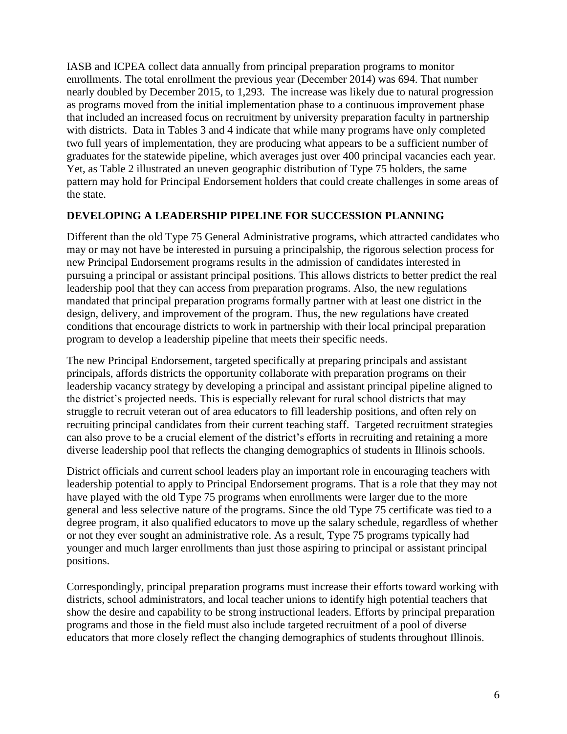IASB and ICPEA collect data annually from principal preparation programs to monitor enrollments. The total enrollment the previous year (December 2014) was 694. That number nearly doubled by December 2015, to 1,293. The increase was likely due to natural progression as programs moved from the initial implementation phase to a continuous improvement phase that included an increased focus on recruitment by university preparation faculty in partnership with districts. Data in Tables 3 and 4 indicate that while many programs have only completed two full years of implementation, they are producing what appears to be a sufficient number of graduates for the statewide pipeline, which averages just over 400 principal vacancies each year. Yet, as Table 2 illustrated an uneven geographic distribution of Type 75 holders, the same pattern may hold for Principal Endorsement holders that could create challenges in some areas of the state.

## DEVELOPING A LEADERSHIP PIPELINE FOR SUCCESSION PLANNING

Different than the old Type 75 General Administrative programs, which attracted candidates who may or may not have be interested in pursuing a principalship, the rigorous selection process for new Principal Endorsement programs results in the admission of candidates interested in pursuing a principal or assistant principal positions. This allows districts to better predict the real leadership pool that they can access from preparation programs. Also, the new regulations mandated that principal preparation programs formally partner with at least one district in the design, delivery, and improvement of the program. Thus, the new regulations have created conditions that encourage districts to work in partnership with their local principal preparation program to develop a leadership pipeline that meets their specific needs.

The new Principal Endorsement, targeted specifically at preparing principals and assistant principals, affords districts the opportunity collaborate with preparation programs on their leadership vacancy strategy by developing a principal and assistant principal pipeline aligned to the district's projected needs. This is especially relevant for rural school districts that may struggle to recruit veteran out of area educators to fill leadership positions, and often rely on recruiting principal candidates from their current teaching staff. Targeted recruitment strategies can also prove to be a crucial element of the district's efforts in recruiting and retaining a more diverse leadership pool that reflects the changing demographics of students in Illinois schools.

District officials and current school leaders play an important role in encouraging teachers with leadership potential to apply to Principal Endorsement programs. That is a role that they may not have played with the old Type 75 programs when enrollments were larger due to the more general and less selective nature of the programs. Since the old Type 75 certificate was tied to a degree program, it also qualified educators to move up the salary schedule, regardless of whether or not they ever sought an administrative role. As a result, Type 75 programs typically had younger and much larger enrollments than just those aspiring to principal or assistant principal positions.

Correspondingly, principal preparation programs must increase their efforts toward working with districts, school administrators, and local teacher unions to identify high potential teachers that show the desire and capability to be strong instructional leaders. Efforts by principal preparation programs and those in the field must also include targeted recruitment of a pool of diverse educators that more closely reflect the changing demographics of students throughout Illinois.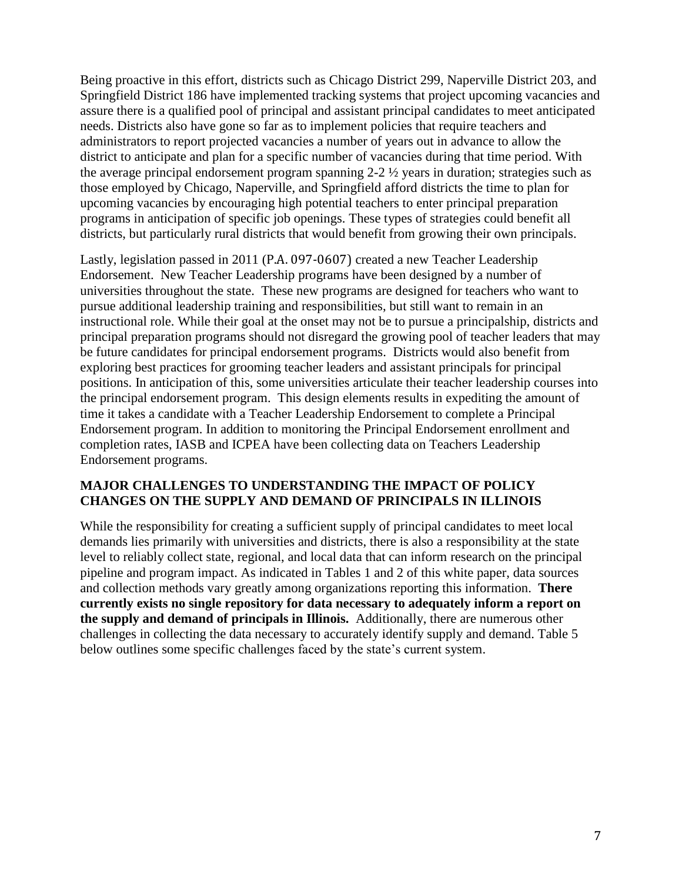Being proactive in this effort, districts such as Chicago District 299, Naperville District 203, and Springfield District 186 have implemented tracking systems that project upcoming vacancies and assure there is a qualified pool of principal and assistant principal candidates to meet anticipated needs. Districts also have gone so far as to implement policies that require teachers and administrators to report projected vacancies a number of years out in advance to allow the district to anticipate and plan for a specific number of vacancies during that time period. With the average principal endorsement program spanning 2-2 ½ years in duration; strategies such as those employed by Chicago, Naperville, and Springfield afford districts the time to plan for upcoming vacancies by encouraging high potential teachers to enter principal preparation programs in anticipation of specific job openings. These types of strategies could benefit all districts, but particularly rural districts that would benefit from growing their own principals.

Lastly, legislation passed in 2011 (P.A. 097-0607) created a new Teacher Leadership Endorsement. New Teacher Leadership programs have been designed by a number of universities throughout the state. These new programs are designed for teachers who want to pursue additional leadership training and responsibilities, but still want to remain in an instructional role. While their goal at the onset may not be to pursue a principalship, districts and principal preparation programs should not disregard the growing pool of teacher leaders that may be future candidates for principal endorsement programs. Districts would also benefit from exploring best practices for grooming teacher leaders and assistant principals for principal positions. In anticipation of this, some universities articulate their teacher leadership courses into the principal endorsement program. This design elements results in expediting the amount of time it takes a candidate with a Teacher Leadership Endorsement to complete a Principal Endorsement program. In addition to monitoring the Principal Endorsement enrollment and completion rates, IASB and ICPEA have been collecting data on Teachers Leadership Endorsement programs.

## MAJOR CHALLENGES TO UNDERSTANDING THE IMPACT OF POLICY CHANGES ON THE SUPPLY AND DEMAND OF PRINCIPALS IN ILLINOIS

While the responsibility for creating a sufficient supply of principal candidates to meet local demands lies primarily with universities and districts, there is also a responsibility at the state level to reliably collect state, regional, and local data that can inform research on the principal pipeline and program impact. As indicated in Tables 1 and 2 of this white paper, data sources and collection methods vary greatly among organizations reporting this information. **There currently exists no single repository for data necessary to adequately inform a report on the supply and demand of principals in Illinois.** Additionally, there are numerous other challenges in collecting the data necessary to accurately identify supply and demand. Table 5 below outlines some specific challenges faced by the state's current system.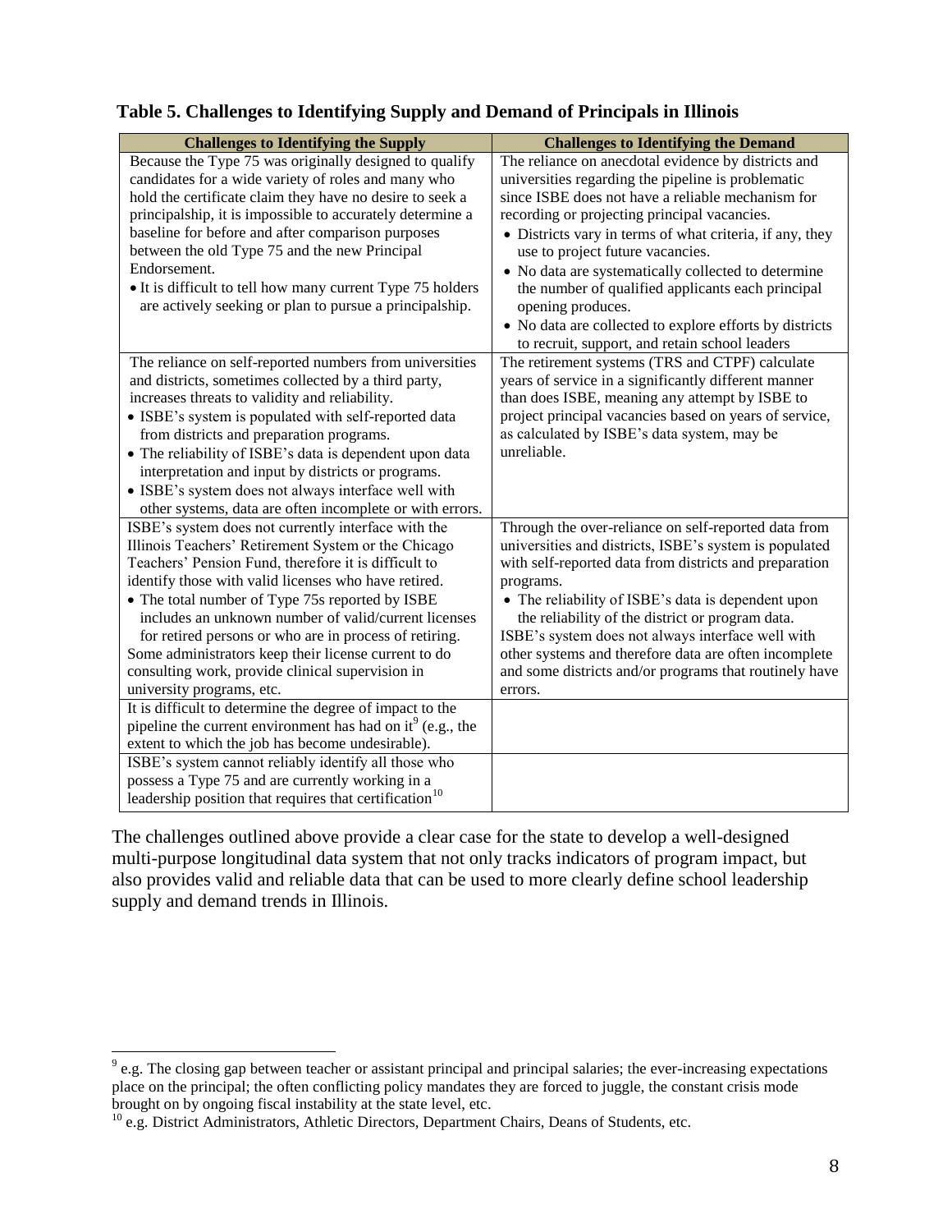**Table 5. Challenges to Identifying Supply and Demand of Principals in Illinois**

| Challenges to Identifying the Supply | Challenges to Identifying the Demand |
| --- | --- |
| Because the Type 75 was originally designed to qualify candidates for a wide variety of roles and many who hold the certificate claim they have no desire to seek a principalship, it is impossible to accurately determine a baseline for before and after comparison purposes between the old Type 75 and the new Principal Endorsement.<br>• It is difficult to tell how many current Type 75 holders are actively seeking or plan to pursue a principalship. | The reliance on anecdotal evidence by districts and universities regarding the pipeline is problematic since ISBE does not have a reliable mechanism for recording or projecting principal vacancies.<br>• Districts vary in terms of what criteria, if any, they use to project future vacancies.<br>• No data are systematically collected to determine the number of qualified applicants each principal opening produces.<br>• No data are collected to explore efforts by districts to recruit, support, and retain school leaders |
| The reliance on self-reported numbers from universities and districts, sometimes collected by a third party, increases threats to validity and reliability.<br>• ISBE's system is populated with self-reported data from districts and preparation programs.<br>• The reliability of ISBE's data is dependent upon data interpretation and input by districts or programs.<br>• ISBE's system does not always interface well with other systems, data are often incomplete or with errors. | The retirement systems (TRS and CTPF) calculate years of service in a significantly different manner than does ISBE, meaning any attempt by ISBE to project principal vacancies based on years of service, as calculated by ISBE's data system, may be unreliable. |
| ISBE's system does not currently interface with the Illinois Teachers' Retirement System or the Chicago Teachers' Pension Fund, therefore it is difficult to identify those with valid licenses who have retired.<br>• The total number of Type 75s reported by ISBE includes an unknown number of valid/current licenses for retired persons or who are in process of retiring.<br>Some administrators keep their license current to do consulting work, provide clinical supervision in university programs, etc. | Through the over-reliance on self-reported data from universities and districts, ISBE's system is populated with self-reported data from districts and preparation programs.<br>• The reliability of ISBE's data is dependent upon the reliability of the district or program data.<br>ISBE's system does not always interface well with other systems and therefore data are often incomplete and some districts and/or programs that routinely have errors. |
| It is difficult to determine the degree of impact to the pipeline the current environment has had on it[9] (e.g., the extent to which the job has become undesirable). | |
| ISBE's system cannot reliably identify all those who possess a Type 75 and are currently working in a leadership position that requires that certification[10] | |

The challenges outlined above provide a clear case for the state to develop a well-designed multi-purpose longitudinal data system that not only tracks indicators of program impact, but also provides valid and reliable data that can be used to more clearly define school leadership supply and demand trends in Illinois.

---

[9] e.g. The closing gap between teacher or assistant principal and principal salaries; the ever-increasing expectations place on the principal; the often conflicting policy mandates they are forced to juggle, the constant crisis mode brought on by ongoing fiscal instability at the state level, etc.

[10] e.g. District Administrators, Athletic Directors, Department Chairs, Deans of Students, etc.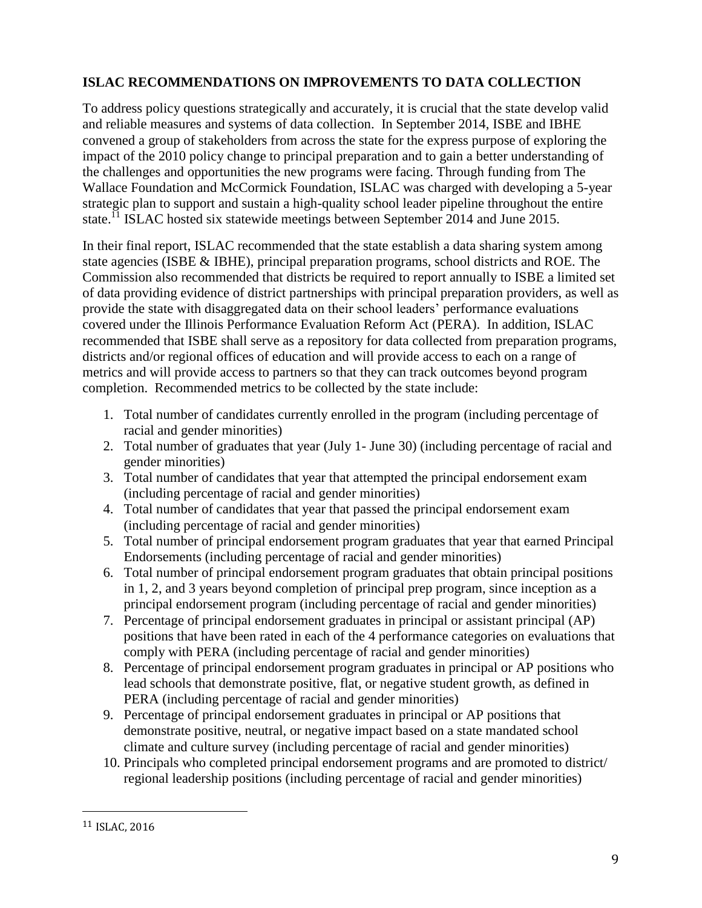## ISLAC RECOMMENDATIONS ON IMPROVEMENTS TO DATA COLLECTION

To address policy questions strategically and accurately, it is crucial that the state develop valid and reliable measures and systems of data collection. In September 2014, ISBE and IBHE convened a group of stakeholders from across the state for the express purpose of exploring the impact of the 2010 policy change to principal preparation and to gain a better understanding of the challenges and opportunities the new programs were facing. Through funding from The Wallace Foundation and McCormick Foundation, ISLAC was charged with developing a 5-year strategic plan to support and sustain a high-quality school leader pipeline throughout the entire state.[11] ISLAC hosted six statewide meetings between September 2014 and June 2015.

In their final report, ISLAC recommended that the state establish a data sharing system among state agencies (ISBE & IBHE), principal preparation programs, school districts and ROE. The Commission also recommended that districts be required to report annually to ISBE a limited set of data providing evidence of district partnerships with principal preparation providers, as well as provide the state with disaggregated data on their school leaders' performance evaluations covered under the Illinois Performance Evaluation Reform Act (PERA). In addition, ISLAC recommended that ISBE shall serve as a repository for data collected from preparation programs, districts and/or regional offices of education and will provide access to each on a range of metrics and will provide access to partners so that they can track outcomes beyond program completion. Recommended metrics to be collected by the state include:

1. Total number of candidates currently enrolled in the program (including percentage of racial and gender minorities)
2. Total number of graduates that year (July 1- June 30) (including percentage of racial and gender minorities)
3. Total number of candidates that year that attempted the principal endorsement exam (including percentage of racial and gender minorities)
4. Total number of candidates that year that passed the principal endorsement exam (including percentage of racial and gender minorities)
5. Total number of principal endorsement program graduates that year that earned Principal Endorsements (including percentage of racial and gender minorities)
6. Total number of principal endorsement program graduates that obtain principal positions in 1, 2, and 3 years beyond completion of principal prep program, since inception as a principal endorsement program (including percentage of racial and gender minorities)
7. Percentage of principal endorsement graduates in principal or assistant principal (AP) positions that have been rated in each of the 4 performance categories on evaluations that comply with PERA (including percentage of racial and gender minorities)
8. Percentage of principal endorsement program graduates in principal or AP positions who lead schools that demonstrate positive, flat, or negative student growth, as defined in PERA (including percentage of racial and gender minorities)
9. Percentage of principal endorsement graduates in principal or AP positions that demonstrate positive, neutral, or negative impact based on a state mandated school climate and culture survey (including percentage of racial and gender minorities)
10. Principals who completed principal endorsement programs and are promoted to district/ regional leadership positions (including percentage of racial and gender minorities)

---

[11] ISLAC, 2016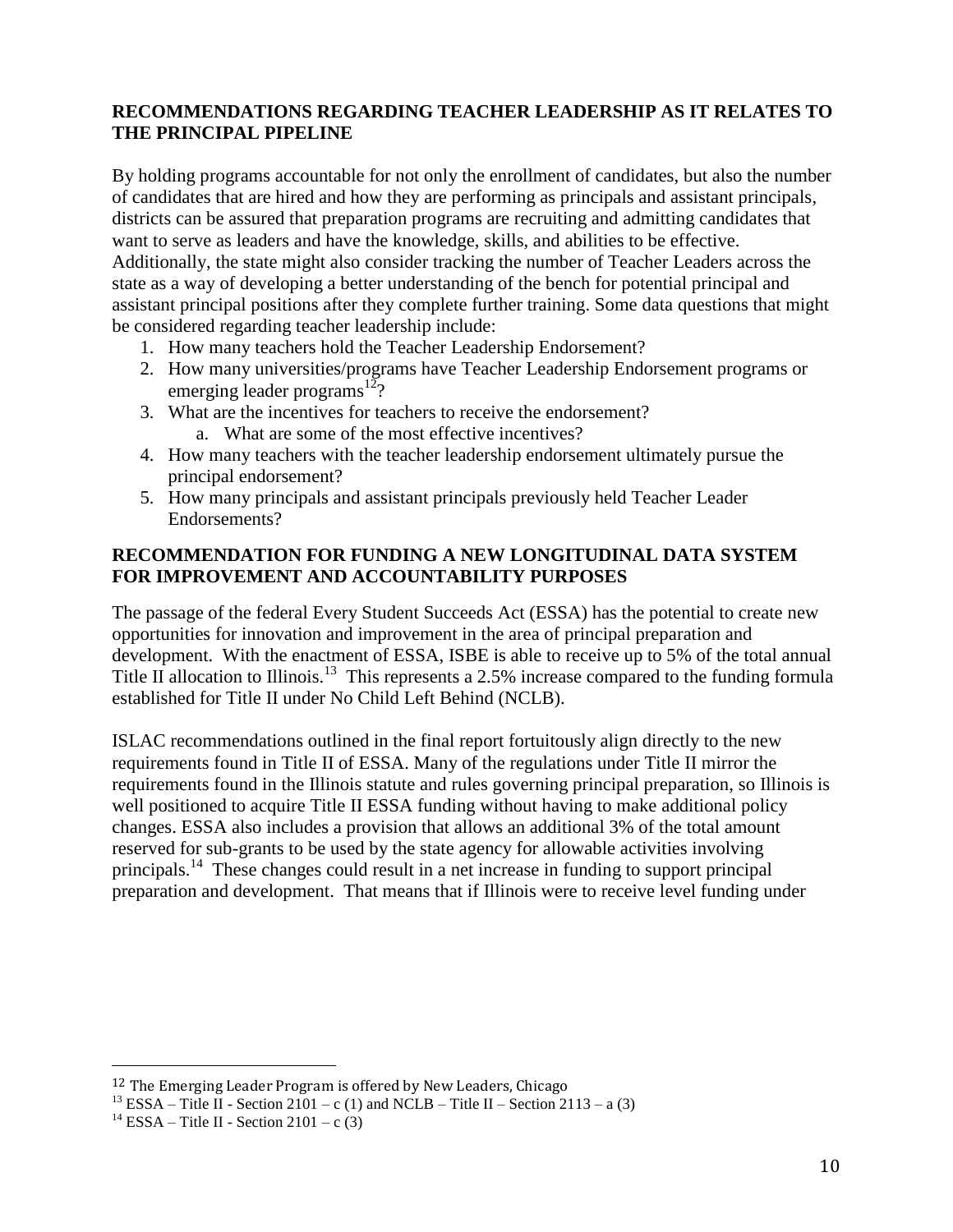## RECOMMENDATIONS REGARDING TEACHER LEADERSHIP AS IT RELATES TO THE PRINCIPAL PIPELINE

By holding programs accountable for not only the enrollment of candidates, but also the number of candidates that are hired and how they are performing as principals and assistant principals, districts can be assured that preparation programs are recruiting and admitting candidates that want to serve as leaders and have the knowledge, skills, and abilities to be effective. Additionally, the state might also consider tracking the number of Teacher Leaders across the state as a way of developing a better understanding of the bench for potential principal and assistant principal positions after they complete further training. Some data questions that might be considered regarding teacher leadership include:

1. How many teachers hold the Teacher Leadership Endorsement?
2. How many universities/programs have Teacher Leadership Endorsement programs or emerging leader programs[12]?
3. What are the incentives for teachers to receive the endorsement?
   a. What are some of the most effective incentives?
4. How many teachers with the teacher leadership endorsement ultimately pursue the principal endorsement?
5. How many principals and assistant principals previously held Teacher Leader Endorsements?

## RECOMMENDATION FOR FUNDING A NEW LONGITUDINAL DATA SYSTEM FOR IMPROVEMENT AND ACCOUNTABILITY PURPOSES

The passage of the federal Every Student Succeeds Act (ESSA) has the potential to create new opportunities for innovation and improvement in the area of principal preparation and development. With the enactment of ESSA, ISBE is able to receive up to 5% of the total annual Title II allocation to Illinois.[13] This represents a 2.5% increase compared to the funding formula established for Title II under No Child Left Behind (NCLB).

ISLAC recommendations outlined in the final report fortuitously align directly to the new requirements found in Title II of ESSA. Many of the regulations under Title II mirror the requirements found in the Illinois statute and rules governing principal preparation, so Illinois is well positioned to acquire Title II ESSA funding without having to make additional policy changes. ESSA also includes a provision that allows an additional 3% of the total amount reserved for sub-grants to be used by the state agency for allowable activities involving principals.[14] These changes could result in a net increase in funding to support principal preparation and development. That means that if Illinois were to receive level funding under

---

[12] The Emerging Leader Program is offered by New Leaders, Chicago

[13] ESSA – Title II - Section 2101 – c (1) and NCLB – Title II – Section 2113 – a (3)

[14] ESSA – Title II - Section 2101 – c (3)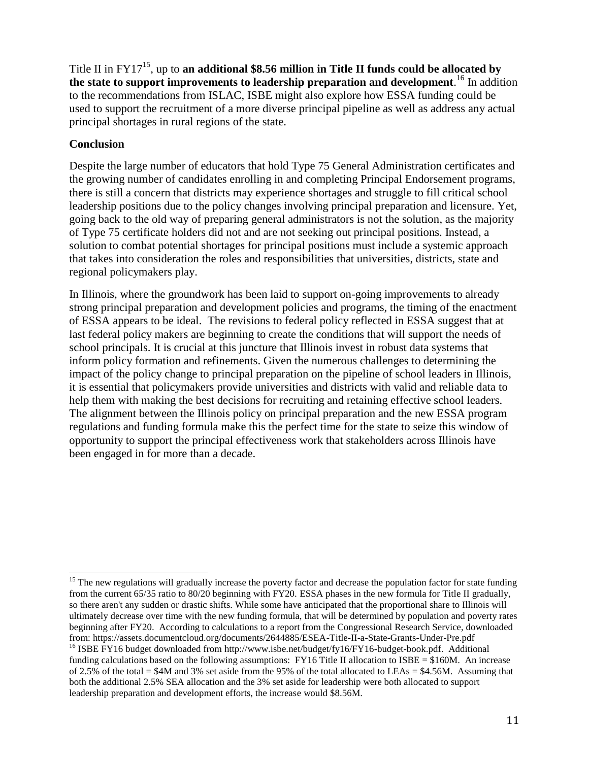Title II in FY17[15], up to **an additional $8.56 million in Title II funds could be allocated by the state to support improvements to leadership preparation and development**.[16] In addition to the recommendations from ISLAC, ISBE might also explore how ESSA funding could be used to support the recruitment of a more diverse principal pipeline as well as address any actual principal shortages in rural regions of the state.

**Conclusion**

Despite the large number of educators that hold Type 75 General Administration certificates and the growing number of candidates enrolling in and completing Principal Endorsement programs, there is still a concern that districts may experience shortages and struggle to fill critical school leadership positions due to the policy changes involving principal preparation and licensure. Yet, going back to the old way of preparing general administrators is not the solution, as the majority of Type 75 certificate holders did not and are not seeking out principal positions. Instead, a solution to combat potential shortages for principal positions must include a systemic approach that takes into consideration the roles and responsibilities that universities, districts, state and regional policymakers play.

In Illinois, where the groundwork has been laid to support on-going improvements to already strong principal preparation and development policies and programs, the timing of the enactment of ESSA appears to be ideal. The revisions to federal policy reflected in ESSA suggest that at last federal policy makers are beginning to create the conditions that will support the needs of school principals. It is crucial at this juncture that Illinois invest in robust data systems that inform policy formation and refinements. Given the numerous challenges to determining the impact of the policy change to principal preparation on the pipeline of school leaders in Illinois, it is essential that policymakers provide universities and districts with valid and reliable data to help them with making the best decisions for recruiting and retaining effective school leaders. The alignment between the Illinois policy on principal preparation and the new ESSA program regulations and funding formula make this the perfect time for the state to seize this window of opportunity to support the principal effectiveness work that stakeholders across Illinois have been engaged in for more than a decade.

---

[15] The new regulations will gradually increase the poverty factor and decrease the population factor for state funding from the current 65/35 ratio to 80/20 beginning with FY20. ESSA phases in the new formula for Title II gradually, so there aren't any sudden or drastic shifts. While some have anticipated that the proportional share to Illinois will ultimately decrease over time with the new funding formula, that will be determined by population and poverty rates beginning after FY20. According to calculations to a report from the Congressional Research Service, downloaded from: https://assets.documentcloud.org/documents/2644885/ESEA-Title-II-a-State-Grants-Under-Pre.pdf

[16] ISBE FY16 budget downloaded from http://www.isbe.net/budget/fy16/FY16-budget-book.pdf. Additional funding calculations based on the following assumptions: FY16 Title II allocation to ISBE = $160M. An increase of 2.5% of the total = $4M and 3% set aside from the 95% of the total allocated to LEAs = $4.56M. Assuming that both the additional 2.5% SEA allocation and the 3% set aside for leadership were both allocated to support leadership preparation and development efforts, the increase would $8.56M.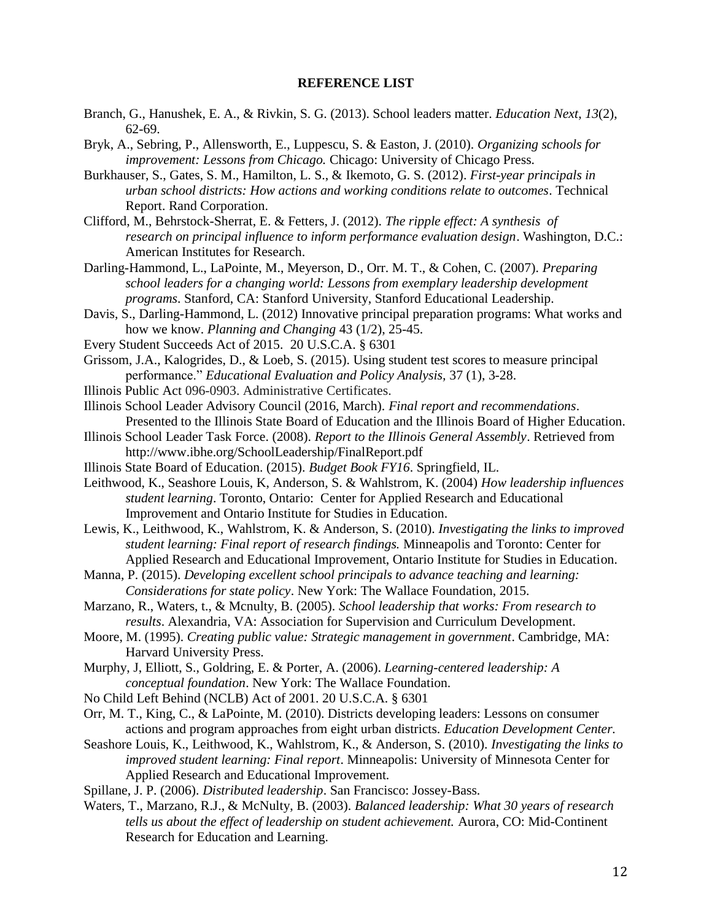**REFERENCE LIST**

Branch, G., Hanushek, E. A., & Rivkin, S. G. (2013). School leaders matter. *Education Next*, *13*(2), 62-69.

Bryk, A., Sebring, P., Allensworth, E., Luppescu, S. & Easton, J. (2010). *Organizing schools for improvement: Lessons from Chicago.* Chicago: University of Chicago Press.

Burkhauser, S., Gates, S. M., Hamilton, L. S., & Ikemoto, G. S. (2012). *First-year principals in urban school districts: How actions and working conditions relate to outcomes*. Technical Report. Rand Corporation.

Clifford, M., Behrstock-Sherrat, E. & Fetters, J. (2012). *The ripple effect: A synthesis of research on principal influence to inform performance evaluation design*. Washington, D.C.: American Institutes for Research.

Darling-Hammond, L., LaPointe, M., Meyerson, D., Orr. M. T., & Cohen, C. (2007). *Preparing school leaders for a changing world: Lessons from exemplary leadership development programs*. Stanford, CA: Stanford University, Stanford Educational Leadership.

Davis, S., Darling-Hammond, L. (2012) Innovative principal preparation programs: What works and how we know. *Planning and Changing* 43 (1/2), 25-45.

Every Student Succeeds Act of 2015. 20 U.S.C.A. § 6301

Grissom, J.A., Kalogrides, D., & Loeb, S. (2015). Using student test scores to measure principal performance." *Educational Evaluation and Policy Analysis,* 37 (1), 3-28.

Illinois Public Act 096-0903. Administrative Certificates.

Illinois School Leader Advisory Council (2016, March). *Final report and recommendations*. Presented to the Illinois State Board of Education and the Illinois Board of Higher Education.

Illinois School Leader Task Force. (2008). *Report to the Illinois General Assembly*. Retrieved from http://www.ibhe.org/SchoolLeadership/FinalReport.pdf

Illinois State Board of Education. (2015). *Budget Book FY16*. Springfield, IL.

Leithwood, K., Seashore Louis, K, Anderson, S. & Wahlstrom, K. (2004) *How leadership influences student learning*. Toronto, Ontario: Center for Applied Research and Educational Improvement and Ontario Institute for Studies in Education.

Lewis, K., Leithwood, K., Wahlstrom, K. & Anderson, S. (2010). *Investigating the links to improved student learning: Final report of research findings.* Minneapolis and Toronto: Center for Applied Research and Educational Improvement, Ontario Institute for Studies in Education.

Manna, P. (2015). *Developing excellent school principals to advance teaching and learning: Considerations for state policy*. New York: The Wallace Foundation, 2015.

Marzano, R., Waters, t., & Mcnulty, B. (2005). *School leadership that works: From research to results*. Alexandria, VA: Association for Supervision and Curriculum Development.

Moore, M. (1995). *Creating public value: Strategic management in government*. Cambridge, MA: Harvard University Press.

Murphy, J, Elliott, S., Goldring, E. & Porter, A. (2006). *Learning-centered leadership: A conceptual foundation*. New York: The Wallace Foundation.

No Child Left Behind (NCLB) Act of 2001. 20 U.S.C.A. § 6301

Orr, M. T., King, C., & LaPointe, M. (2010). Districts developing leaders: Lessons on consumer actions and program approaches from eight urban districts. *Education Development Center.*

Seashore Louis, K., Leithwood, K., Wahlstrom, K., & Anderson, S. (2010). *Investigating the links to improved student learning: Final report*. Minneapolis: University of Minnesota Center for Applied Research and Educational Improvement.

Spillane, J. P. (2006). *Distributed leadership*. San Francisco: Jossey-Bass.

Waters, T., Marzano, R.J., & McNulty, B. (2003). *Balanced leadership: What 30 years of research tells us about the effect of leadership on student achievement.* Aurora, CO: Mid-Continent Research for Education and Learning.